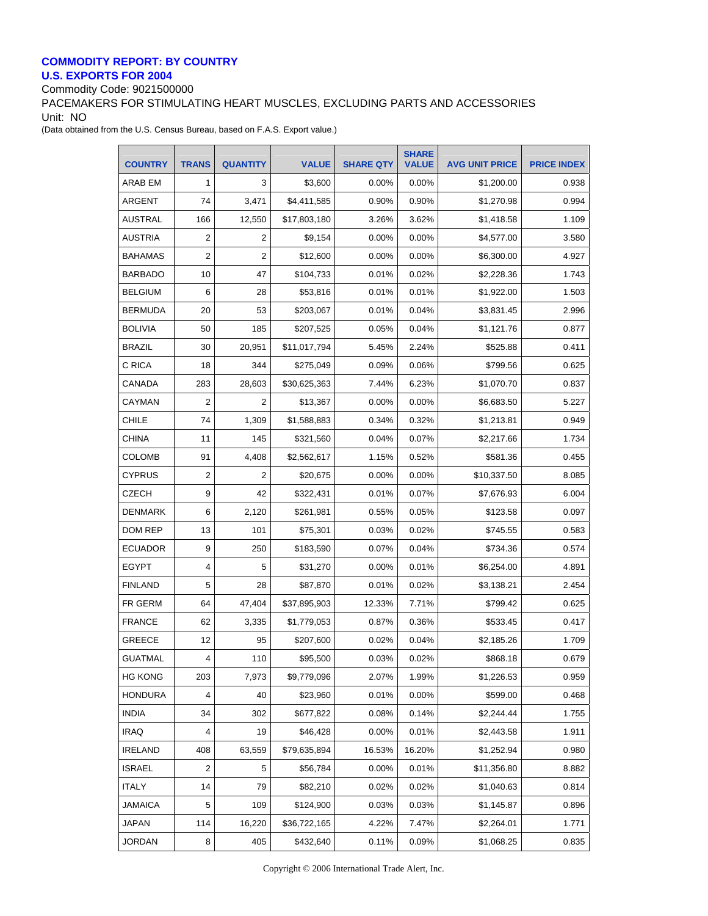**COMMODITY REPORT: BY COUNTRY**
**U.S. EXPORTS FOR 2004**

Commodity Code: 9021500000

PACEMAKERS FOR STIMULATING HEART MUSCLES, EXCLUDING PARTS AND ACCESSORIES

Unit: NO

(Data obtained from the U.S. Census Bureau, based on F.A.S. Export value.)

| COUNTRY | TRANS | QUANTITY | VALUE | SHARE QTY | SHARE VALUE | AVG UNIT PRICE | PRICE INDEX |
|---|---|---|---|---|---|---|---|
| ARAB EM | 1 | 3 | $3,600 | 0.00% | 0.00% | $1,200.00 | 0.938 |
| ARGENT | 74 | 3,471 | $4,411,585 | 0.90% | 0.90% | $1,270.98 | 0.994 |
| AUSTRAL | 166 | 12,550 | $17,803,180 | 3.26% | 3.62% | $1,418.58 | 1.109 |
| AUSTRIA | 2 | 2 | $9,154 | 0.00% | 0.00% | $4,577.00 | 3.580 |
| BAHAMAS | 2 | 2 | $12,600 | 0.00% | 0.00% | $6,300.00 | 4.927 |
| BARBADO | 10 | 47 | $104,733 | 0.01% | 0.02% | $2,228.36 | 1.743 |
| BELGIUM | 6 | 28 | $53,816 | 0.01% | 0.01% | $1,922.00 | 1.503 |
| BERMUDA | 20 | 53 | $203,067 | 0.01% | 0.04% | $3,831.45 | 2.996 |
| BOLIVIA | 50 | 185 | $207,525 | 0.05% | 0.04% | $1,121.76 | 0.877 |
| BRAZIL | 30 | 20,951 | $11,017,794 | 5.45% | 2.24% | $525.88 | 0.411 |
| C RICA | 18 | 344 | $275,049 | 0.09% | 0.06% | $799.56 | 0.625 |
| CANADA | 283 | 28,603 | $30,625,363 | 7.44% | 6.23% | $1,070.70 | 0.837 |
| CAYMAN | 2 | 2 | $13,367 | 0.00% | 0.00% | $6,683.50 | 5.227 |
| CHILE | 74 | 1,309 | $1,588,883 | 0.34% | 0.32% | $1,213.81 | 0.949 |
| CHINA | 11 | 145 | $321,560 | 0.04% | 0.07% | $2,217.66 | 1.734 |
| COLOMB | 91 | 4,408 | $2,562,617 | 1.15% | 0.52% | $581.36 | 0.455 |
| CYPRUS | 2 | 2 | $20,675 | 0.00% | 0.00% | $10,337.50 | 8.085 |
| CZECH | 9 | 42 | $322,431 | 0.01% | 0.07% | $7,676.93 | 6.004 |
| DENMARK | 6 | 2,120 | $261,981 | 0.55% | 0.05% | $123.58 | 0.097 |
| DOM REP | 13 | 101 | $75,301 | 0.03% | 0.02% | $745.55 | 0.583 |
| ECUADOR | 9 | 250 | $183,590 | 0.07% | 0.04% | $734.36 | 0.574 |
| EGYPT | 4 | 5 | $31,270 | 0.00% | 0.01% | $6,254.00 | 4.891 |
| FINLAND | 5 | 28 | $87,870 | 0.01% | 0.02% | $3,138.21 | 2.454 |
| FR GERM | 64 | 47,404 | $37,895,903 | 12.33% | 7.71% | $799.42 | 0.625 |
| FRANCE | 62 | 3,335 | $1,779,053 | 0.87% | 0.36% | $533.45 | 0.417 |
| GREECE | 12 | 95 | $207,600 | 0.02% | 0.04% | $2,185.26 | 1.709 |
| GUATMAL | 4 | 110 | $95,500 | 0.03% | 0.02% | $868.18 | 0.679 |
| HG KONG | 203 | 7,973 | $9,779,096 | 2.07% | 1.99% | $1,226.53 | 0.959 |
| HONDURA | 4 | 40 | $23,960 | 0.01% | 0.00% | $599.00 | 0.468 |
| INDIA | 34 | 302 | $677,822 | 0.08% | 0.14% | $2,244.44 | 1.755 |
| IRAQ | 4 | 19 | $46,428 | 0.00% | 0.01% | $2,443.58 | 1.911 |
| IRELAND | 408 | 63,559 | $79,635,894 | 16.53% | 16.20% | $1,252.94 | 0.980 |
| ISRAEL | 2 | 5 | $56,784 | 0.00% | 0.01% | $11,356.80 | 8.882 |
| ITALY | 14 | 79 | $82,210 | 0.02% | 0.02% | $1,040.63 | 0.814 |
| JAMAICA | 5 | 109 | $124,900 | 0.03% | 0.03% | $1,145.87 | 0.896 |
| JAPAN | 114 | 16,220 | $36,722,165 | 4.22% | 7.47% | $2,264.01 | 1.771 |
| JORDAN | 8 | 405 | $432,640 | 0.11% | 0.09% | $1,068.25 | 0.835 |

Copyright © 2006 International Trade Alert, Inc.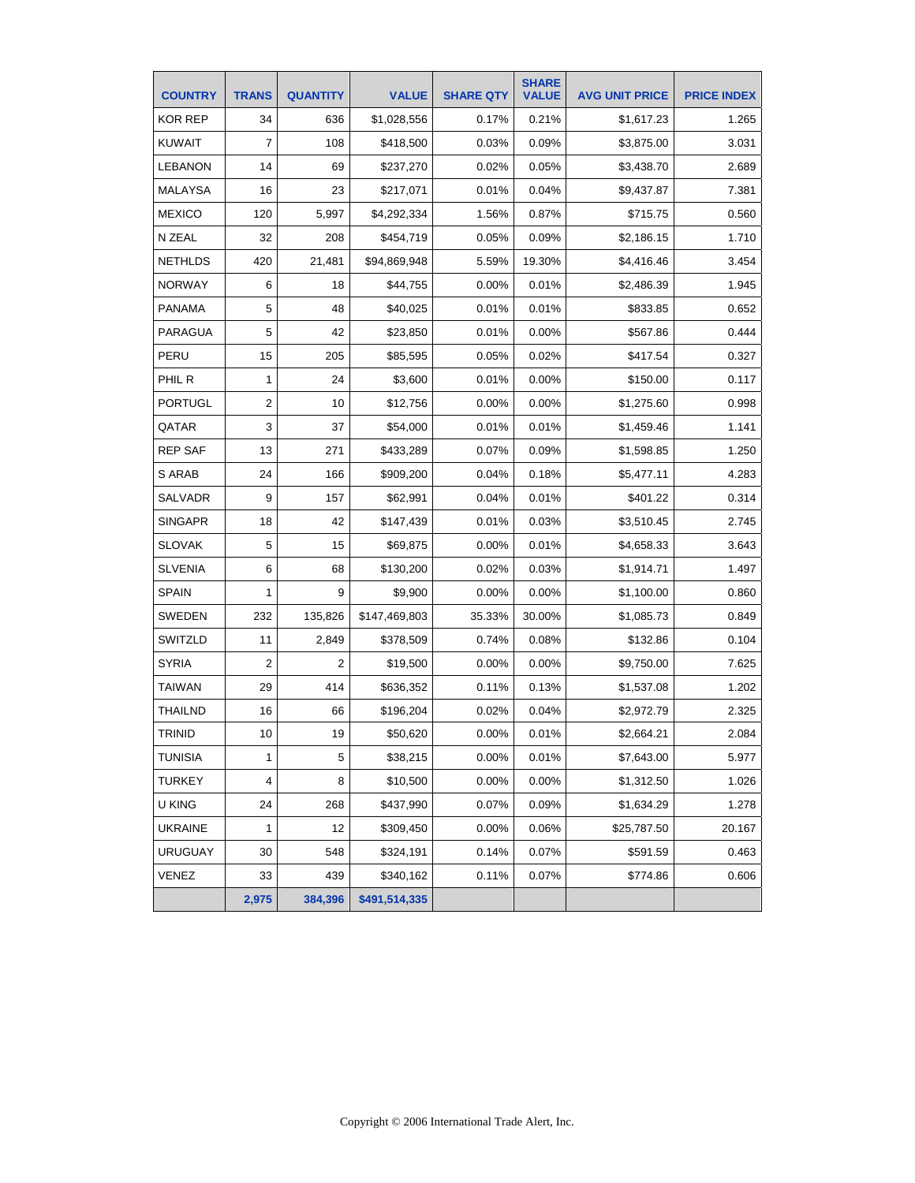| COUNTRY | TRANS | QUANTITY | VALUE | SHARE QTY | SHARE VALUE | AVG UNIT PRICE | PRICE INDEX |
|---|---|---|---|---|---|---|---|
| KOR REP | 34 | 636 | $1,028,556 | 0.17% | 0.21% | $1,617.23 | 1.265 |
| KUWAIT | 7 | 108 | $418,500 | 0.03% | 0.09% | $3,875.00 | 3.031 |
| LEBANON | 14 | 69 | $237,270 | 0.02% | 0.05% | $3,438.70 | 2.689 |
| MALAYSA | 16 | 23 | $217,071 | 0.01% | 0.04% | $9,437.87 | 7.381 |
| MEXICO | 120 | 5,997 | $4,292,334 | 1.56% | 0.87% | $715.75 | 0.560 |
| N ZEAL | 32 | 208 | $454,719 | 0.05% | 0.09% | $2,186.15 | 1.710 |
| NETHLDS | 420 | 21,481 | $94,869,948 | 5.59% | 19.30% | $4,416.46 | 3.454 |
| NORWAY | 6 | 18 | $44,755 | 0.00% | 0.01% | $2,486.39 | 1.945 |
| PANAMA | 5 | 48 | $40,025 | 0.01% | 0.01% | $833.85 | 0.652 |
| PARAGUA | 5 | 42 | $23,850 | 0.01% | 0.00% | $567.86 | 0.444 |
| PERU | 15 | 205 | $85,595 | 0.05% | 0.02% | $417.54 | 0.327 |
| PHIL R | 1 | 24 | $3,600 | 0.01% | 0.00% | $150.00 | 0.117 |
| PORTUGL | 2 | 10 | $12,756 | 0.00% | 0.00% | $1,275.60 | 0.998 |
| QATAR | 3 | 37 | $54,000 | 0.01% | 0.01% | $1,459.46 | 1.141 |
| REP SAF | 13 | 271 | $433,289 | 0.07% | 0.09% | $1,598.85 | 1.250 |
| S ARAB | 24 | 166 | $909,200 | 0.04% | 0.18% | $5,477.11 | 4.283 |
| SALVADR | 9 | 157 | $62,991 | 0.04% | 0.01% | $401.22 | 0.314 |
| SINGAPR | 18 | 42 | $147,439 | 0.01% | 0.03% | $3,510.45 | 2.745 |
| SLOVAK | 5 | 15 | $69,875 | 0.00% | 0.01% | $4,658.33 | 3.643 |
| SLVENIA | 6 | 68 | $130,200 | 0.02% | 0.03% | $1,914.71 | 1.497 |
| SPAIN | 1 | 9 | $9,900 | 0.00% | 0.00% | $1,100.00 | 0.860 |
| SWEDEN | 232 | 135,826 | $147,469,803 | 35.33% | 30.00% | $1,085.73 | 0.849 |
| SWITZLD | 11 | 2,849 | $378,509 | 0.74% | 0.08% | $132.86 | 0.104 |
| SYRIA | 2 | 2 | $19,500 | 0.00% | 0.00% | $9,750.00 | 7.625 |
| TAIWAN | 29 | 414 | $636,352 | 0.11% | 0.13% | $1,537.08 | 1.202 |
| THAILND | 16 | 66 | $196,204 | 0.02% | 0.04% | $2,972.79 | 2.325 |
| TRINID | 10 | 19 | $50,620 | 0.00% | 0.01% | $2,664.21 | 2.084 |
| TUNISIA | 1 | 5 | $38,215 | 0.00% | 0.01% | $7,643.00 | 5.977 |
| TURKEY | 4 | 8 | $10,500 | 0.00% | 0.00% | $1,312.50 | 1.026 |
| U KING | 24 | 268 | $437,990 | 0.07% | 0.09% | $1,634.29 | 1.278 |
| UKRAINE | 1 | 12 | $309,450 | 0.00% | 0.06% | $25,787.50 | 20.167 |
| URUGUAY | 30 | 548 | $324,191 | 0.14% | 0.07% | $591.59 | 0.463 |
| VENEZ | 33 | 439 | $340,162 | 0.11% | 0.07% | $774.86 | 0.606 |
| | **2,975** | **384,396** | **$491,514,335** | | | | |

Copyright © 2006 International Trade Alert, Inc.